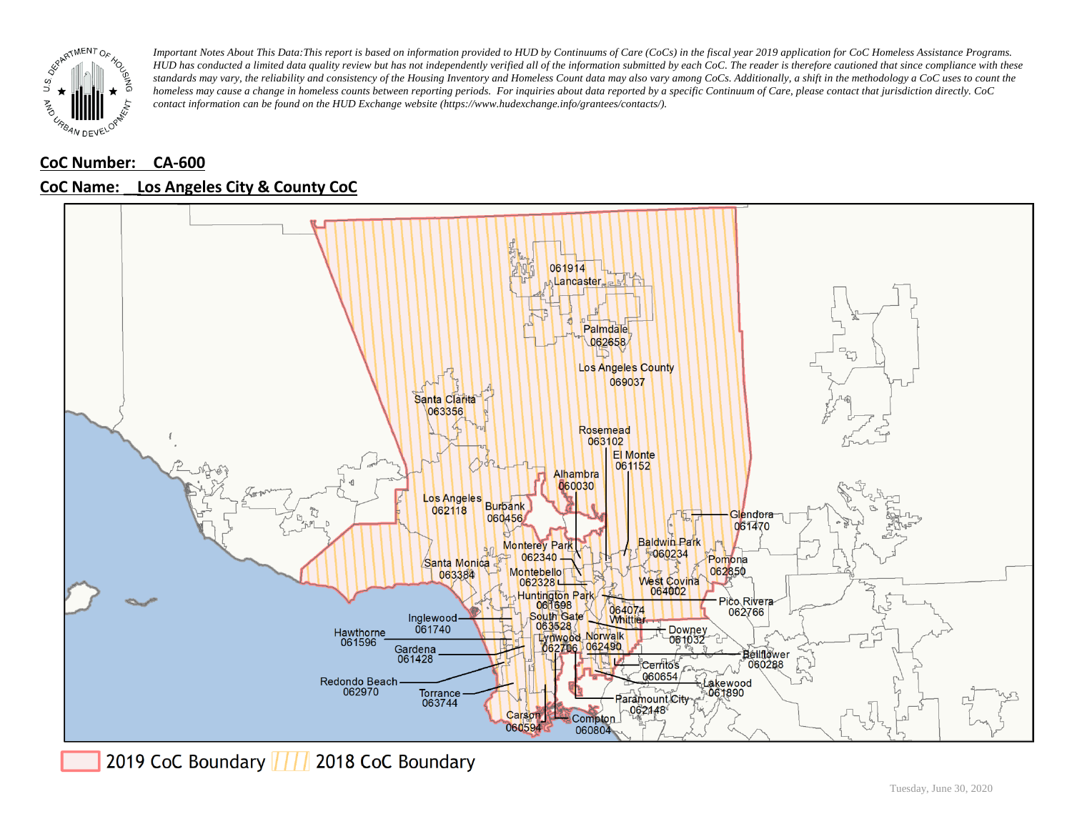*Important Notes About This Data: This report is based on information provided to HUD by Continuums of Care (CoCs) in the fiscal year 2019 application for CoC Homeless Assistance Programs. HUD has conducted a limited data quality review but has not independently verified all of the information submitted by each CoC. The reader is therefore cautioned that since compliance with these standards may vary, the reliability and consistency of the Housing Inventory and Homeless Count data may also vary among CoCs. Additionally, a shift in the methodology a CoC uses to count the homeless may cause a change in homeless counts between reporting periods. For inquiries about data reported by a specific Continuum of Care, please contact that jurisdiction directly. CoC contact information can be found on the HUD Exchange website (https://www.hudexchange.info/grantees/contacts/).*

**CoC Number: CA-600**

**CoC Name: Los Angeles City & County CoC**

2019 CoC Boundary | 2018 CoC Boundary

Tuesday, June 30, 2020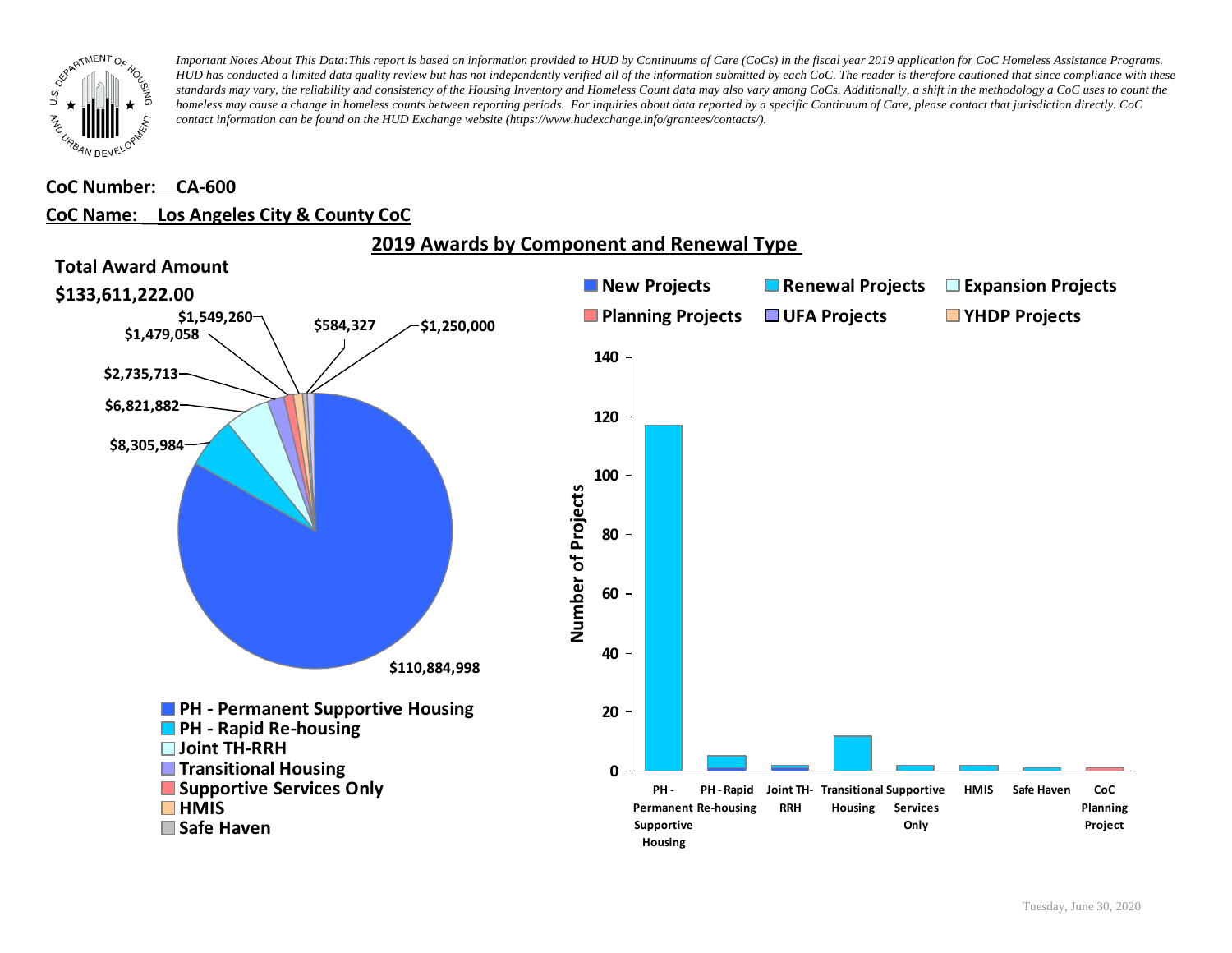*Important Notes About This Data:This report is based on information provided to HUD by Continuums of Care (CoCs) in the fiscal year 2019 application for CoC Homeless Assistance Programs. HUD has conducted a limited data quality review but has not independently verified all of the information submitted by each CoC. The reader is therefore cautioned that since compliance with these standards may vary, the reliability and consistency of the Housing Inventory and Homeless Count data may also vary among CoCs. Additionally, a shift in the methodology a CoC uses to count the homeless may cause a change in homeless counts between reporting periods. For inquiries about data reported by a specific Continuum of Care, please contact that jurisdiction directly. CoC contact information can be found on the HUD Exchange website (https://www.hudexchange.info/grantees/contacts/).*

**CoC Number: CA-600**

**CoC Name: Los Angeles City & County CoC**

## 2019 Awards by Component and Renewal Type

**Total Award Amount**

**$133,611,222.00**

$110,884,998

$8,305,984

$6,821,882

$2,735,713

$1,479,058

$1,549,260

$584,327

$1,250,000

- PH - Permanent Supportive Housing
- PH - Rapid Re-housing
- Joint TH-RRH
- Transitional Housing
- Supportive Services Only
- HMIS
- Safe Haven

New Projects | Renewal Projects | Expansion Projects | Planning Projects | UFA Projects | YHDP Projects

Number of Projects: 0, 20, 40, 60, 80, 100, 120, 140

PH - Permanent Supportive Housing | PH - Rapid Re-housing | Joint TH-RRH | Transitional Housing | Supportive Services Only | HMIS | Safe Haven | CoC Planning Project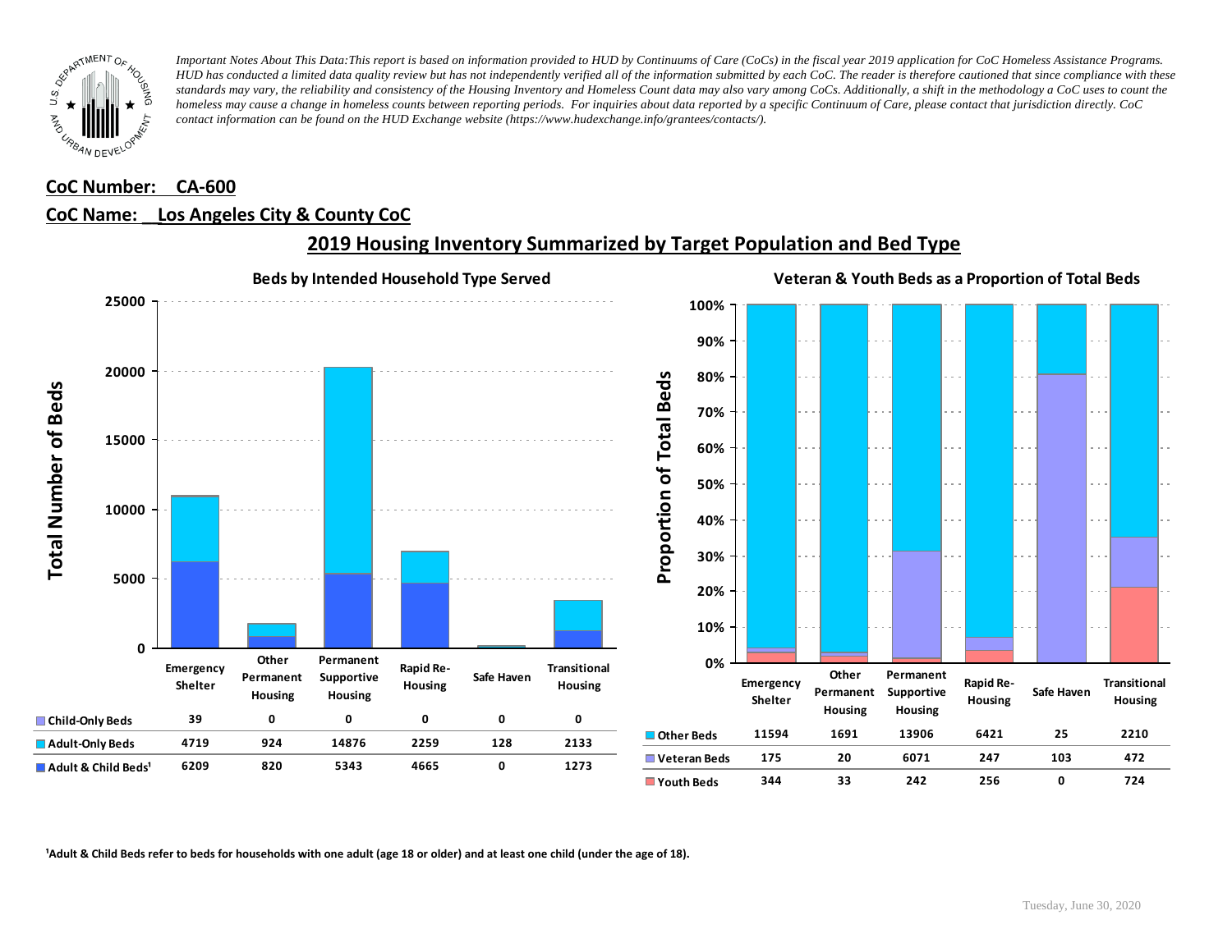*Important Notes About This Data: This report is based on information provided to HUD by Continuums of Care (CoCs) in the fiscal year 2019 application for CoC Homeless Assistance Programs. HUD has conducted a limited data quality review but has not independently verified all of the information submitted by each CoC. The reader is therefore cautioned that since compliance with these standards may vary, the reliability and consistency of the Housing Inventory and Homeless Count data may also vary among CoCs. Additionally, a shift in the methodology a CoC uses to count the homeless may cause a change in homeless counts between reporting periods. For inquiries about data reported by a specific Continuum of Care, please contact that jurisdiction directly. CoC contact information can be found on the HUD Exchange website (https://www.hudexchange.info/grantees/contacts/).*

**CoC Number: CA-600**

**CoC Name: Los Angeles City & County CoC**

## 2019 Housing Inventory Summarized by Target Population and Bed Type

### Beds by Intended Household Type Served

| | Emergency Shelter | Other Permanent Housing | Permanent Supportive Housing | Rapid Re-Housing | Safe Haven | Transitional Housing |
|---|---|---|---|---|---|---|
| Child-Only Beds | 39 | 0 | 0 | 0 | 0 | 0 |
| Adult-Only Beds | 4719 | 924 | 14876 | 2259 | 128 | 2133 |
| Adult & Child Beds[1] | 6209 | 820 | 5343 | 4665 | 0 | 1273 |

### Veteran & Youth Beds as a Proportion of Total Beds

| | Emergency Shelter | Other Permanent Housing | Permanent Supportive Housing | Rapid Re-Housing | Safe Haven | Transitional Housing |
|---|---|---|---|---|---|---|
| Other Beds | 11594 | 1691 | 13906 | 6421 | 25 | 2210 |
| Veteran Beds | 175 | 20 | 6071 | 247 | 103 | 472 |
| Youth Beds | 344 | 33 | 242 | 256 | 0 | 724 |

[1]Adult & Child Beds refer to beds for households with one adult (age 18 or older) and at least one child (under the age of 18).

Tuesday, June 30, 2020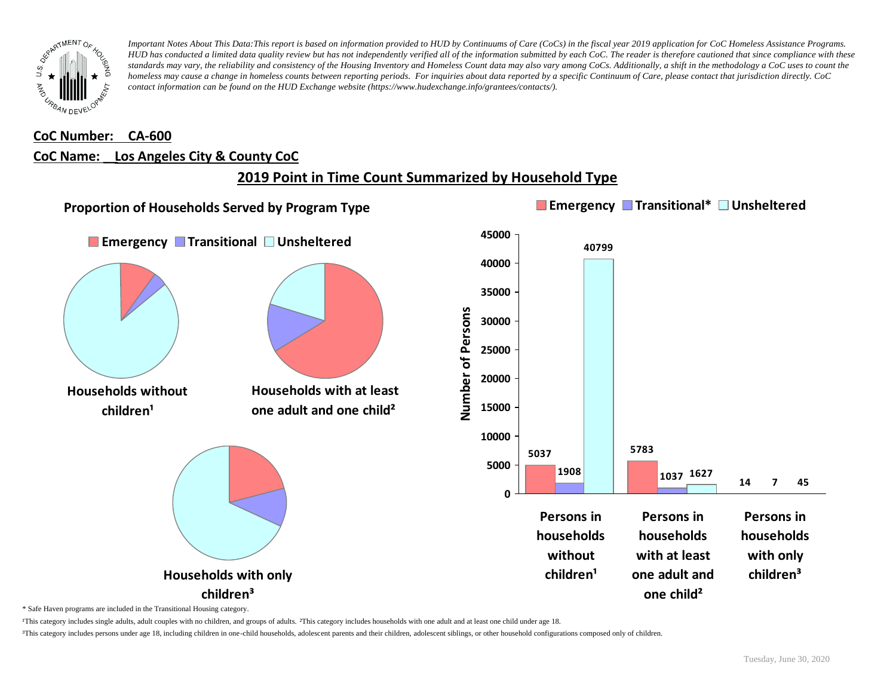*Important Notes About This Data: This report is based on information provided to HUD by Continuums of Care (CoCs) in the fiscal year 2019 application for CoC Homeless Assistance Programs. HUD has conducted a limited data quality review but has not independently verified all of the information submitted by each CoC. The reader is therefore cautioned that since compliance with these standards may vary, the reliability and consistency of the Housing Inventory and Homeless Count data may also vary among CoCs. Additionally, a shift in the methodology a CoC uses to count the homeless may cause a change in homeless counts between reporting periods. For inquiries about data reported by a specific Continuum of Care, please contact that jurisdiction directly. CoC contact information can be found on the HUD Exchange website (https://www.hudexchange.info/grantees/contacts/).*

**CoC Number: CA-600**

**CoC Name: Los Angeles City & County CoC**

## 2019 Point in Time Count Summarized by Household Type

### Proportion of Households Served by Program Type

Emergency | Transitional | Unsheltered

Households without children[1]

Households with at least one adult and one child[2]

Households with only children[3]

| | Emergency | Transitional* | Unsheltered |
|---|---|---|---|
| Persons in households without children[1] | 5037 | 1908 | 40799 |
| Persons in households with at least one adult and one child[2] | 5783 | 1037 | 1627 |
| Persons in households with only children[3] | 14 | 7 | 45 |

\* Safe Haven programs are included in the Transitional Housing category.

[1]This category includes single adults, adult couples with no children, and groups of adults. [2]This category includes households with one adult and at least one child under age 18.

[3]This category includes persons under age 18, including children in one-child households, adolescent parents and their children, adolescent siblings, or other household configurations composed only of children.

Tuesday, June 30, 2020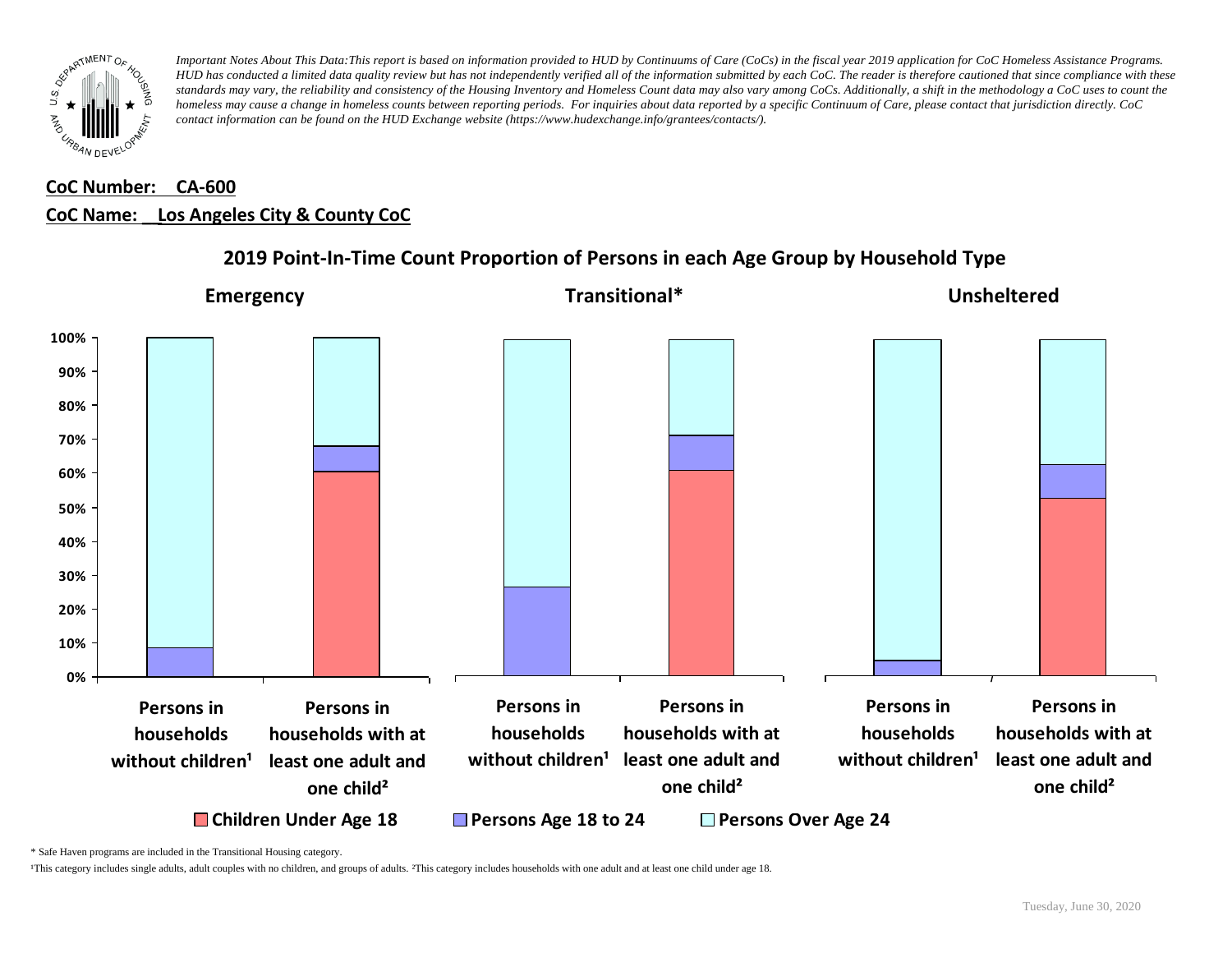*Important Notes About This Data: This report is based on information provided to HUD by Continuums of Care (CoCs) in the fiscal year 2019 application for CoC Homeless Assistance Programs. HUD has conducted a limited data quality review but has not independently verified all of the information submitted by each CoC. The reader is therefore cautioned that since compliance with these standards may vary, the reliability and consistency of the Housing Inventory and Homeless Count data may also vary among CoCs. Additionally, a shift in the methodology a CoC uses to count the homeless may cause a change in homeless counts between reporting periods. For inquiries about data reported by a specific Continuum of Care, please contact that jurisdiction directly. CoC contact information can be found on the HUD Exchange website (https://www.hudexchange.info/grantees/contacts/).*

**CoC Number: CA-600**

**CoC Name: Los Angeles City & County CoC**

## 2019 Point-In-Time Count Proportion of Persons in each Age Group by Household Type

**Emergency** | **Transitional*** | **Unsheltered**

Persons in households without children¹ | Persons in households with at least one adult and one child²

Children Under Age 18 | Persons Age 18 to 24 | Persons Over Age 24

\* Safe Haven programs are included in the Transitional Housing category.

¹This category includes single adults, adult couples with no children, and groups of adults. ²This category includes households with one adult and at least one child under age 18.

Tuesday, June 30, 2020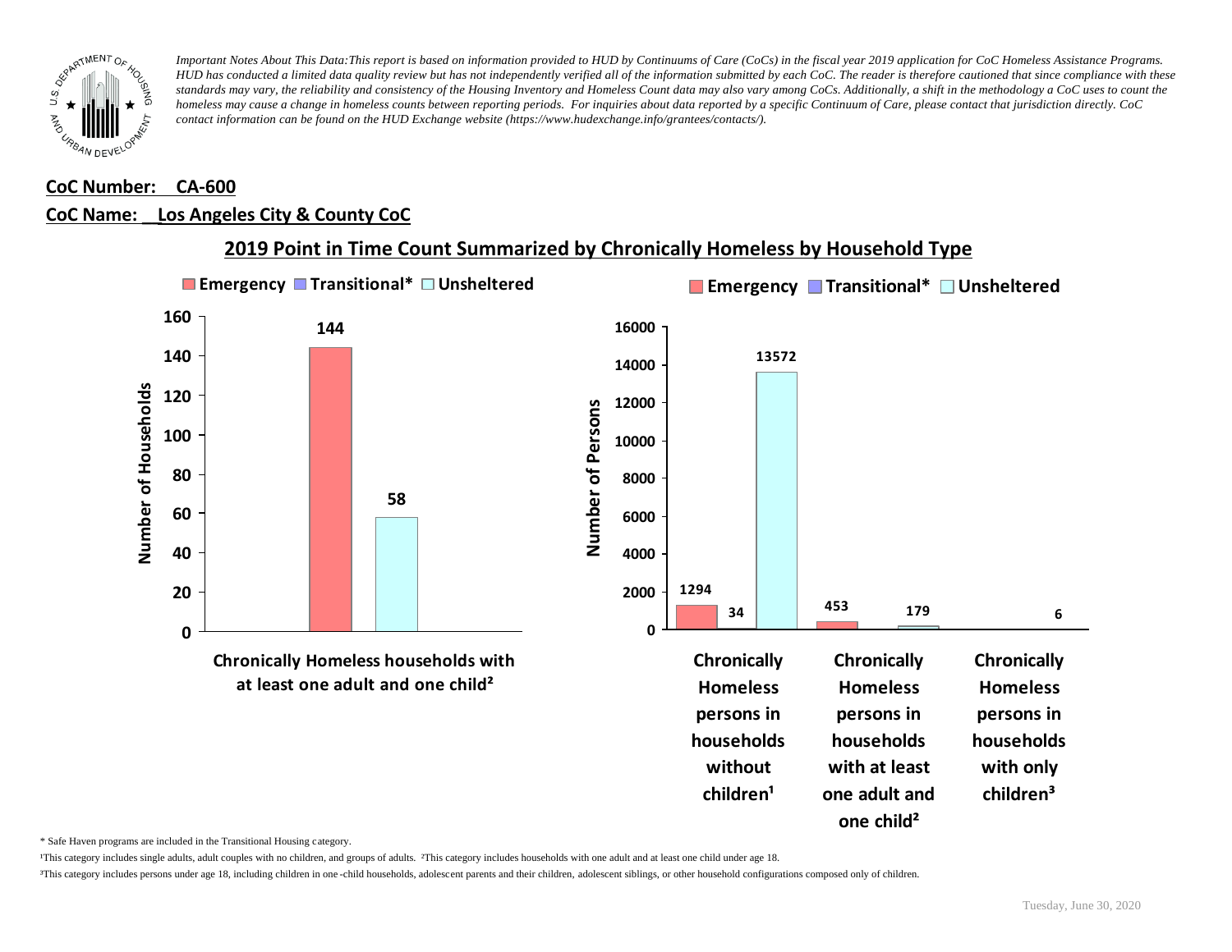*Important Notes About This Data:This report is based on information provided to HUD by Continuums of Care (CoCs) in the fiscal year 2019 application for CoC Homeless Assistance Programs. HUD has conducted a limited data quality review but has not independently verified all of the information submitted by each CoC. The reader is therefore cautioned that since compliance with these standards may vary, the reliability and consistency of the Housing Inventory and Homeless Count data may also vary among CoCs. Additionally, a shift in the methodology a CoC uses to count the homeless may cause a change in homeless counts between reporting periods. For inquiries about data reported by a specific Continuum of Care, please contact that jurisdiction directly. CoC contact information can be found on the HUD Exchange website (https://www.hudexchange.info/grantees/contacts/).*

**CoC Number: CA-600**

**CoC Name: Los Angeles City & County CoC**

## 2019 Point in Time Count Summarized by Chronically Homeless by Household Type

Number of Households

| | Emergency | Transitional* | Unsheltered |
|---|---|---|---|
| Chronically Homeless households with at least one adult and one child² | 144 | | 58 |

Number of Persons

| | Emergency | Transitional* | Unsheltered |
|---|---|---|---|
| Chronically Homeless persons in households without children¹ | 1294 | 34 | 13572 |
| Chronically Homeless persons in households with at least one adult and one child² | 453 | | 179 |
| Chronically Homeless persons in households with only children³ | | | 6 |

\* Safe Haven programs are included in the Transitional Housing category.

¹This category includes single adults, adult couples with no children, and groups of adults. ²This category includes households with one adult and at least one child under age 18.

³This category includes persons under age 18, including children in one-child households, adolescent parents and their children, adolescent siblings, or other household configurations composed only of children.

Tuesday, June 30, 2020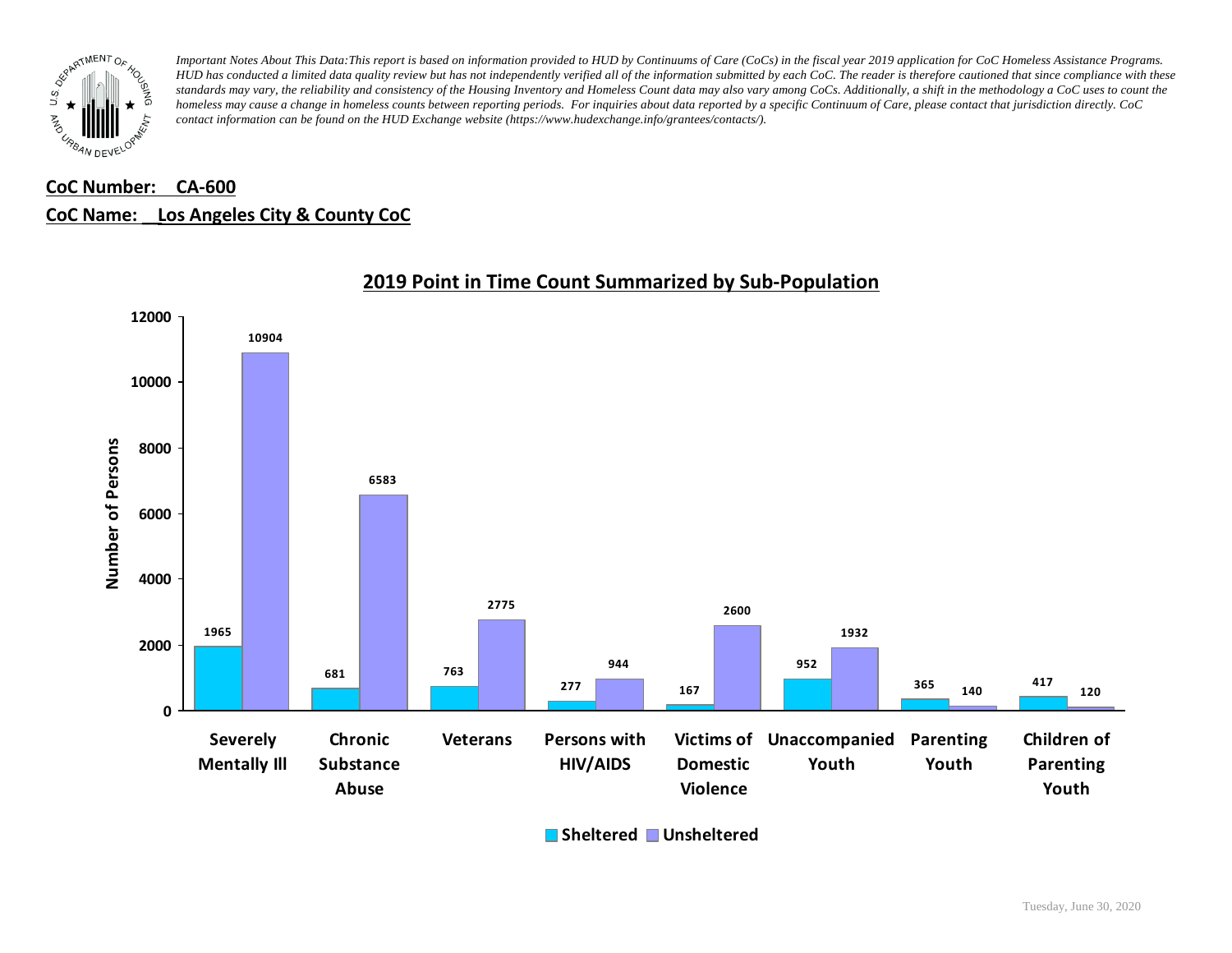*Important Notes About This Data:This report is based on information provided to HUD by Continuums of Care (CoCs) in the fiscal year 2019 application for CoC Homeless Assistance Programs. HUD has conducted a limited data quality review but has not independently verified all of the information submitted by each CoC. The reader is therefore cautioned that since compliance with these standards may vary, the reliability and consistency of the Housing Inventory and Homeless Count data may also vary among CoCs. Additionally, a shift in the methodology a CoC uses to count the homeless may cause a change in homeless counts between reporting periods. For inquiries about data reported by a specific Continuum of Care, please contact that jurisdiction directly. CoC contact information can be found on the HUD Exchange website (https://www.hudexchange.info/grantees/contacts/).*

**CoC Number: CA-600**

**CoC Name: Los Angeles City & County CoC**

## 2019 Point in Time Count Summarized by Sub-Population

Number of Persons

0
2000
4000
6000
8000
10000
12000

Severely Mentally Ill: 1965, 10904
Chronic Substance Abuse: 681, 6583
Veterans: 763, 2775
Persons with HIV/AIDS: 277, 944
Victims of Domestic Violence: 167, 2600
Unaccompanied Youth: 952, 1932
Parenting Youth: 365, 140
Children of Parenting Youth: 417, 120

Sheltered  Unsheltered

Tuesday, June 30, 2020